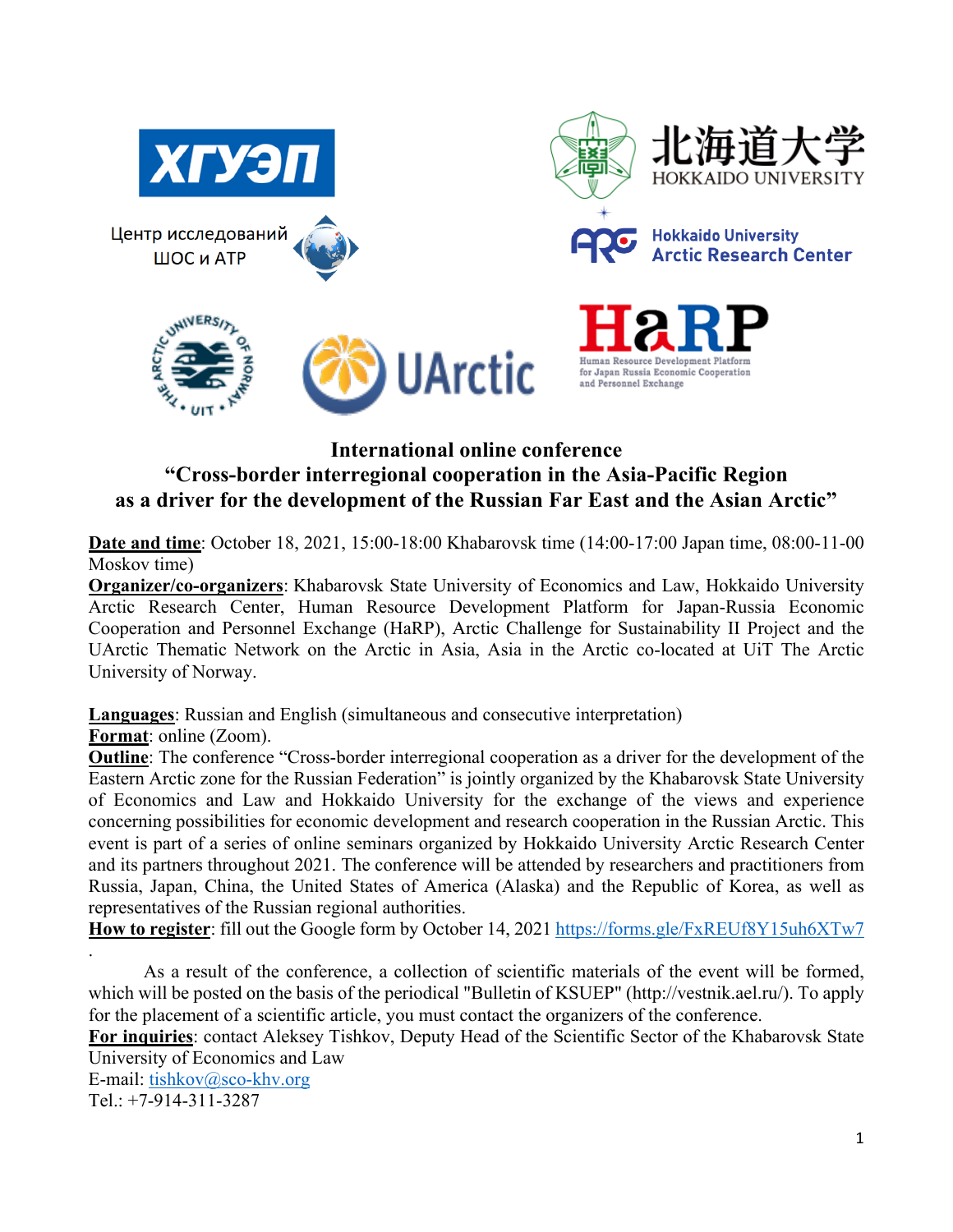ХГУЭП

Центр исследований ШОС и АТР

北海道大学 HOKKAIDO UNIVERSITY

Hokkaido University Arctic Research Center

THE ARCTIC UNIVERSITY OF NORWAY • UIT •

UArctic

HaRP
Human Resource Development Platform for Japan Russia Economic Cooperation and Personnel Exchange

# International online conference
# "Cross-border interregional cooperation in the Asia-Pacific Region as a driver for the development of the Russian Far East and the Asian Arctic"

**Date and time**: October 18, 2021, 15:00-18:00 Khabarovsk time (14:00-17:00 Japan time, 08:00-11-00 Moskov time)

**Organizer/co-organizers**: Khabarovsk State University of Economics and Law, Hokkaido University Arctic Research Center, Human Resource Development Platform for Japan-Russia Economic Cooperation and Personnel Exchange (HaRP), Arctic Challenge for Sustainability II Project and the UArctic Thematic Network on the Arctic in Asia, Asia in the Arctic co-located at UiT The Arctic University of Norway.

**Languages**: Russian and English (simultaneous and consecutive interpretation)

**Format**: online (Zoom).

**Outline**: The conference "Cross-border interregional cooperation as a driver for the development of the Eastern Arctic zone for the Russian Federation" is jointly organized by the Khabarovsk State University of Economics and Law and Hokkaido University for the exchange of the views and experience concerning possibilities for economic development and research cooperation in the Russian Arctic. This event is part of a series of online seminars organized by Hokkaido University Arctic Research Center and its partners throughout 2021. The conference will be attended by researchers and practitioners from Russia, Japan, China, the United States of America (Alaska) and the Republic of Korea, as well as representatives of the Russian regional authorities.

**How to register**: fill out the Google form by October 14, 2021 https://forms.gle/FxREUf8Y15uh6XTw7
.

As a result of the conference, a collection of scientific materials of the event will be formed, which will be posted on the basis of the periodical "Bulletin of KSUEP" (http://vestnik.ael.ru/). To apply for the placement of a scientific article, you must contact the organizers of the conference.

**For inquiries**: contact Aleksey Tishkov, Deputy Head of the Scientific Sector of the Khabarovsk State University of Economics and Law

E-mail: tishkov@sco-khv.org

Tel.: +7-914-311-3287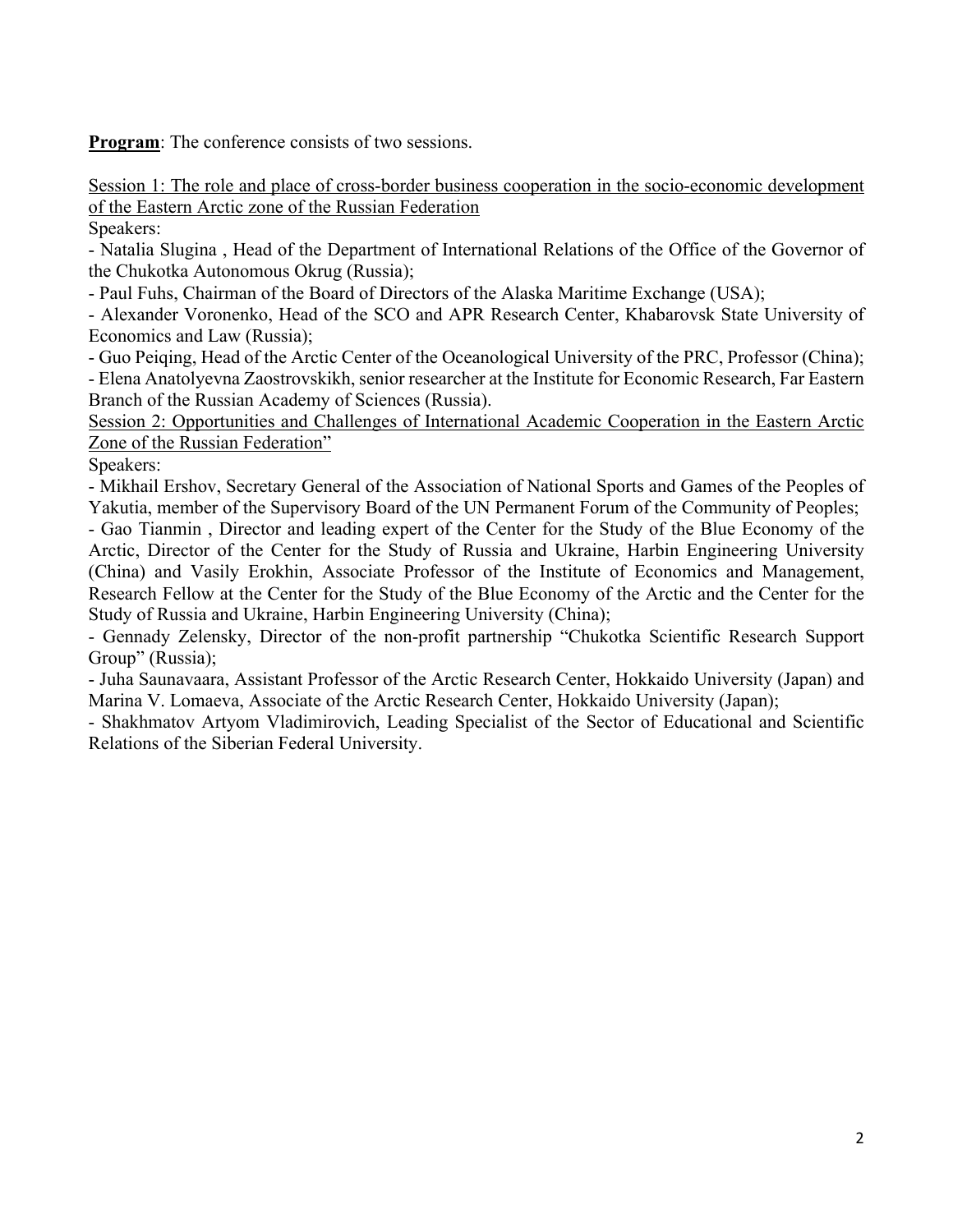**Program**: The conference consists of two sessions.

Session 1: The role and place of cross-border business cooperation in the socio-economic development of the Eastern Arctic zone of the Russian Federation

Speakers:

- Natalia Slugina , Head of the Department of International Relations of the Office of the Governor of the Chukotka Autonomous Okrug (Russia);
- Paul Fuhs, Chairman of the Board of Directors of the Alaska Maritime Exchange (USA);
- Alexander Voronenko, Head of the SCO and APR Research Center, Khabarovsk State University of Economics and Law (Russia);
- Guo Peiqing, Head of the Arctic Center of the Oceanological University of the PRC, Professor (China);
- Elena Anatolyevna Zaostrovskikh, senior researcher at the Institute for Economic Research, Far Eastern Branch of the Russian Academy of Sciences (Russia).

Session 2: Opportunities and Challenges of International Academic Cooperation in the Eastern Arctic Zone of the Russian Federation"

Speakers:

- Mikhail Ershov, Secretary General of the Association of National Sports and Games of the Peoples of Yakutia, member of the Supervisory Board of the UN Permanent Forum of the Community of Peoples;
- Gao Tianmin , Director and leading expert of the Center for the Study of the Blue Economy of the Arctic, Director of the Center for the Study of Russia and Ukraine, Harbin Engineering University (China) and Vasily Erokhin, Associate Professor of the Institute of Economics and Management, Research Fellow at the Center for the Study of the Blue Economy of the Arctic and the Center for the Study of Russia and Ukraine, Harbin Engineering University (China);
- Gennady Zelensky, Director of the non-profit partnership "Chukotka Scientific Research Support Group" (Russia);
- Juha Saunavaara, Assistant Professor of the Arctic Research Center, Hokkaido University (Japan) and Marina V. Lomaeva, Associate of the Arctic Research Center, Hokkaido University (Japan);
- Shakhmatov Artyom Vladimirovich, Leading Specialist of the Sector of Educational and Scientific Relations of the Siberian Federal University.